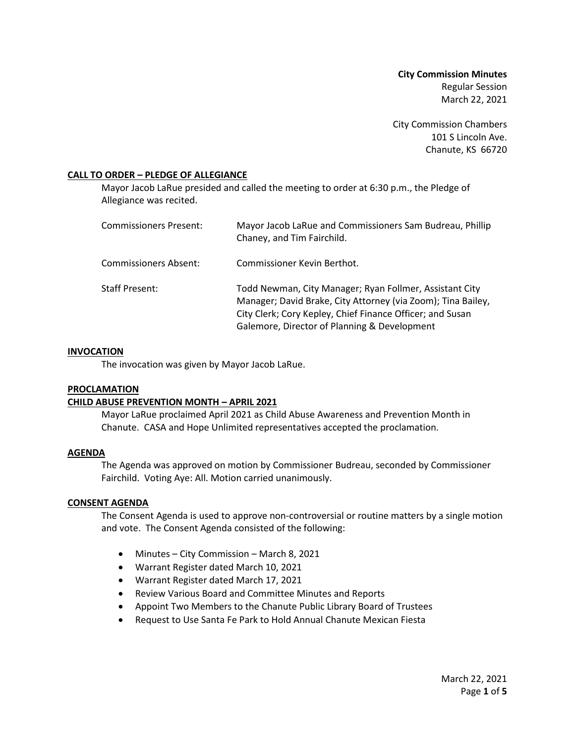**City Commission Minutes**
Regular Session
March 22, 2021

City Commission Chambers
101 S Lincoln Ave.
Chanute, KS 66720

## CALL TO ORDER – PLEDGE OF ALLEGIANCE

Mayor Jacob LaRue presided and called the meeting to order at 6:30 p.m., the Pledge of Allegiance was recited.

| | |
|---|---|
| Commissioners Present: | Mayor Jacob LaRue and Commissioners Sam Budreau, Phillip Chaney, and Tim Fairchild. |
| Commissioners Absent: | Commissioner Kevin Berthot. |
| Staff Present: | Todd Newman, City Manager; Ryan Follmer, Assistant City Manager; David Brake, City Attorney (via Zoom); Tina Bailey, City Clerk; Cory Kepley, Chief Finance Officer; and Susan Galemore, Director of Planning & Development |

## INVOCATION

The invocation was given by Mayor Jacob LaRue.

## PROCLAMATION

### CHILD ABUSE PREVENTION MONTH – APRIL 2021

Mayor LaRue proclaimed April 2021 as Child Abuse Awareness and Prevention Month in Chanute. CASA and Hope Unlimited representatives accepted the proclamation.

## AGENDA

The Agenda was approved on motion by Commissioner Budreau, seconded by Commissioner Fairchild. Voting Aye: All. Motion carried unanimously.

## CONSENT AGENDA

The Consent Agenda is used to approve non-controversial or routine matters by a single motion and vote. The Consent Agenda consisted of the following:

- Minutes – City Commission – March 8, 2021
- Warrant Register dated March 10, 2021
- Warrant Register dated March 17, 2021
- Review Various Board and Committee Minutes and Reports
- Appoint Two Members to the Chanute Public Library Board of Trustees
- Request to Use Santa Fe Park to Hold Annual Chanute Mexican Fiesta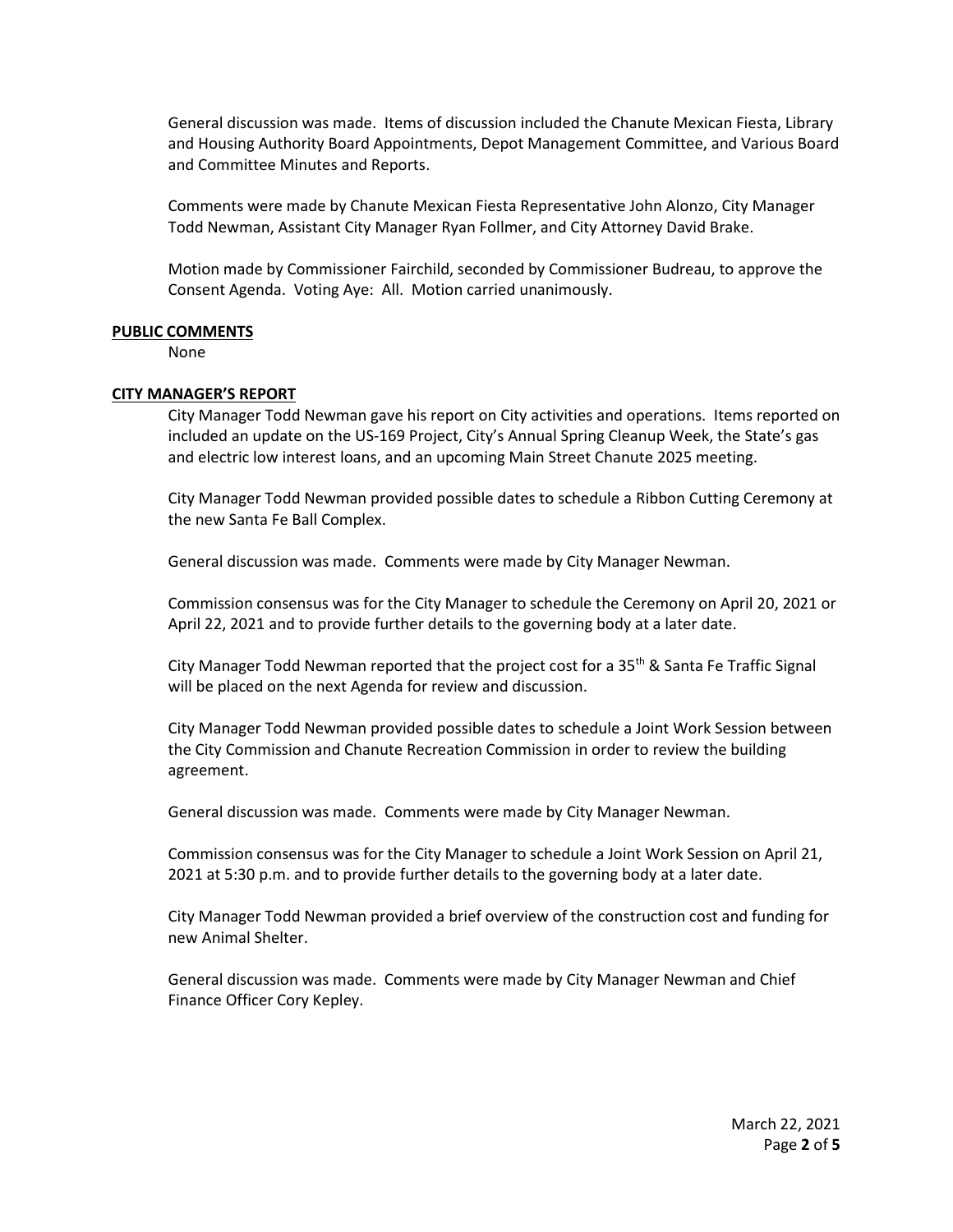General discussion was made. Items of discussion included the Chanute Mexican Fiesta, Library and Housing Authority Board Appointments, Depot Management Committee, and Various Board and Committee Minutes and Reports.

Comments were made by Chanute Mexican Fiesta Representative John Alonzo, City Manager Todd Newman, Assistant City Manager Ryan Follmer, and City Attorney David Brake.

Motion made by Commissioner Fairchild, seconded by Commissioner Budreau, to approve the Consent Agenda. Voting Aye: All. Motion carried unanimously.

**PUBLIC COMMENTS**

None

**CITY MANAGER'S REPORT**

City Manager Todd Newman gave his report on City activities and operations. Items reported on included an update on the US-169 Project, City's Annual Spring Cleanup Week, the State's gas and electric low interest loans, and an upcoming Main Street Chanute 2025 meeting.

City Manager Todd Newman provided possible dates to schedule a Ribbon Cutting Ceremony at the new Santa Fe Ball Complex.

General discussion was made. Comments were made by City Manager Newman.

Commission consensus was for the City Manager to schedule the Ceremony on April 20, 2021 or April 22, 2021 and to provide further details to the governing body at a later date.

City Manager Todd Newman reported that the project cost for a 35th & Santa Fe Traffic Signal will be placed on the next Agenda for review and discussion.

City Manager Todd Newman provided possible dates to schedule a Joint Work Session between the City Commission and Chanute Recreation Commission in order to review the building agreement.

General discussion was made. Comments were made by City Manager Newman.

Commission consensus was for the City Manager to schedule a Joint Work Session on April 21, 2021 at 5:30 p.m. and to provide further details to the governing body at a later date.

City Manager Todd Newman provided a brief overview of the construction cost and funding for new Animal Shelter.

General discussion was made. Comments were made by City Manager Newman and Chief Finance Officer Cory Kepley.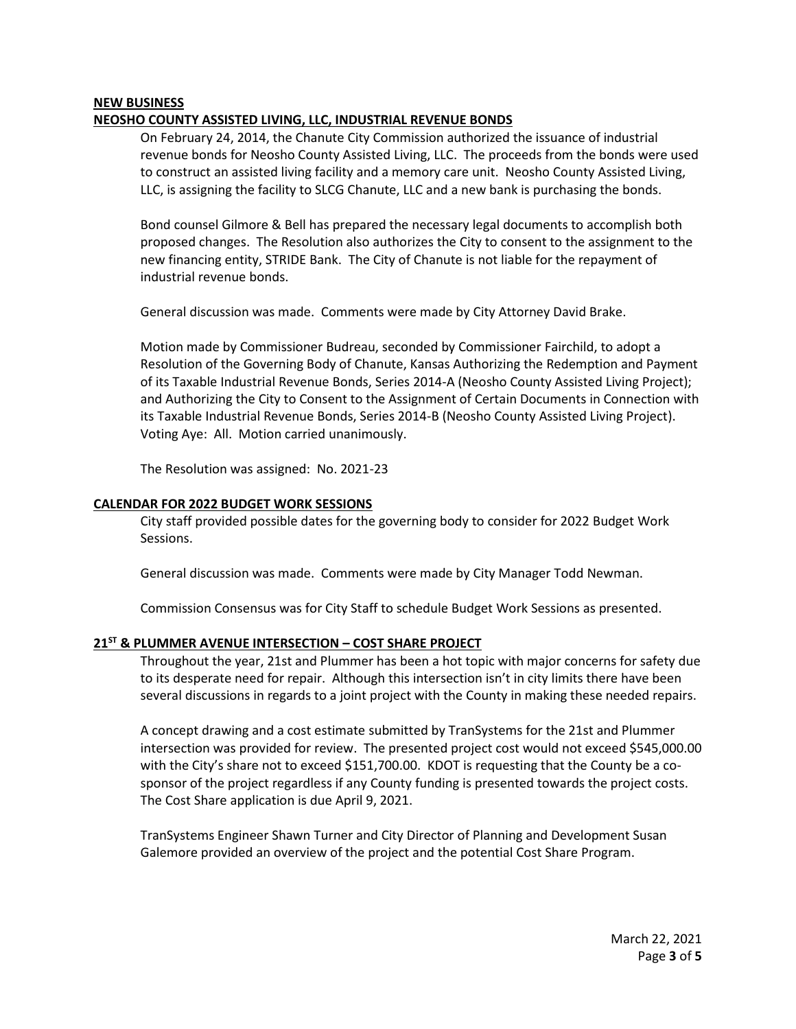## NEW BUSINESS

### NEOSHO COUNTY ASSISTED LIVING, LLC, INDUSTRIAL REVENUE BONDS

On February 24, 2014, the Chanute City Commission authorized the issuance of industrial revenue bonds for Neosho County Assisted Living, LLC. The proceeds from the bonds were used to construct an assisted living facility and a memory care unit. Neosho County Assisted Living, LLC, is assigning the facility to SLCG Chanute, LLC and a new bank is purchasing the bonds.

Bond counsel Gilmore & Bell has prepared the necessary legal documents to accomplish both proposed changes. The Resolution also authorizes the City to consent to the assignment to the new financing entity, STRIDE Bank. The City of Chanute is not liable for the repayment of industrial revenue bonds.

General discussion was made. Comments were made by City Attorney David Brake.

Motion made by Commissioner Budreau, seconded by Commissioner Fairchild, to adopt a Resolution of the Governing Body of Chanute, Kansas Authorizing the Redemption and Payment of its Taxable Industrial Revenue Bonds, Series 2014-A (Neosho County Assisted Living Project); and Authorizing the City to Consent to the Assignment of Certain Documents in Connection with its Taxable Industrial Revenue Bonds, Series 2014-B (Neosho County Assisted Living Project). Voting Aye: All. Motion carried unanimously.

The Resolution was assigned: No. 2021-23

### CALENDAR FOR 2022 BUDGET WORK SESSIONS

City staff provided possible dates for the governing body to consider for 2022 Budget Work Sessions.

General discussion was made. Comments were made by City Manager Todd Newman.

Commission Consensus was for City Staff to schedule Budget Work Sessions as presented.

### 21ST & PLUMMER AVENUE INTERSECTION – COST SHARE PROJECT

Throughout the year, 21st and Plummer has been a hot topic with major concerns for safety due to its desperate need for repair. Although this intersection isn't in city limits there have been several discussions in regards to a joint project with the County in making these needed repairs.

A concept drawing and a cost estimate submitted by TranSystems for the 21st and Plummer intersection was provided for review. The presented project cost would not exceed $545,000.00 with the City's share not to exceed $151,700.00. KDOT is requesting that the County be a co-sponsor of the project regardless if any County funding is presented towards the project costs. The Cost Share application is due April 9, 2021.

TranSystems Engineer Shawn Turner and City Director of Planning and Development Susan Galemore provided an overview of the project and the potential Cost Share Program.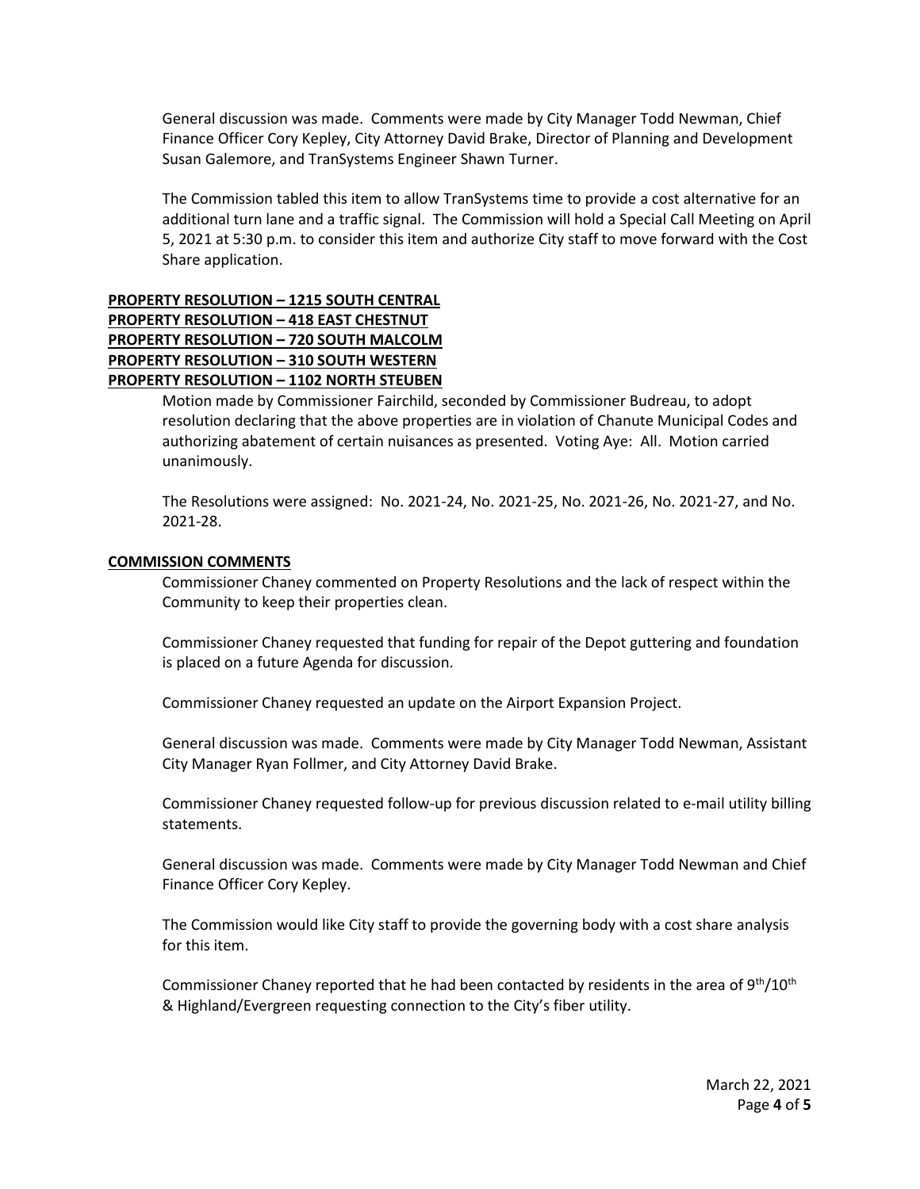General discussion was made. Comments were made by City Manager Todd Newman, Chief Finance Officer Cory Kepley, City Attorney David Brake, Director of Planning and Development Susan Galemore, and TranSystems Engineer Shawn Turner.

The Commission tabled this item to allow TranSystems time to provide a cost alternative for an additional turn lane and a traffic signal. The Commission will hold a Special Call Meeting on April 5, 2021 at 5:30 p.m. to consider this item and authorize City staff to move forward with the Cost Share application.

**PROPERTY RESOLUTION – 1215 SOUTH CENTRAL**
**PROPERTY RESOLUTION – 418 EAST CHESTNUT**
**PROPERTY RESOLUTION – 720 SOUTH MALCOLM**
**PROPERTY RESOLUTION – 310 SOUTH WESTERN**
**PROPERTY RESOLUTION – 1102 NORTH STEUBEN**

Motion made by Commissioner Fairchild, seconded by Commissioner Budreau, to adopt resolution declaring that the above properties are in violation of Chanute Municipal Codes and authorizing abatement of certain nuisances as presented. Voting Aye: All. Motion carried unanimously.

The Resolutions were assigned: No. 2021-24, No. 2021-25, No. 2021-26, No. 2021-27, and No. 2021-28.

**COMMISSION COMMENTS**

Commissioner Chaney commented on Property Resolutions and the lack of respect within the Community to keep their properties clean.

Commissioner Chaney requested that funding for repair of the Depot guttering and foundation is placed on a future Agenda for discussion.

Commissioner Chaney requested an update on the Airport Expansion Project.

General discussion was made. Comments were made by City Manager Todd Newman, Assistant City Manager Ryan Follmer, and City Attorney David Brake.

Commissioner Chaney requested follow-up for previous discussion related to e-mail utility billing statements.

General discussion was made. Comments were made by City Manager Todd Newman and Chief Finance Officer Cory Kepley.

The Commission would like City staff to provide the governing body with a cost share analysis for this item.

Commissioner Chaney reported that he had been contacted by residents in the area of 9th/10th & Highland/Evergreen requesting connection to the City's fiber utility.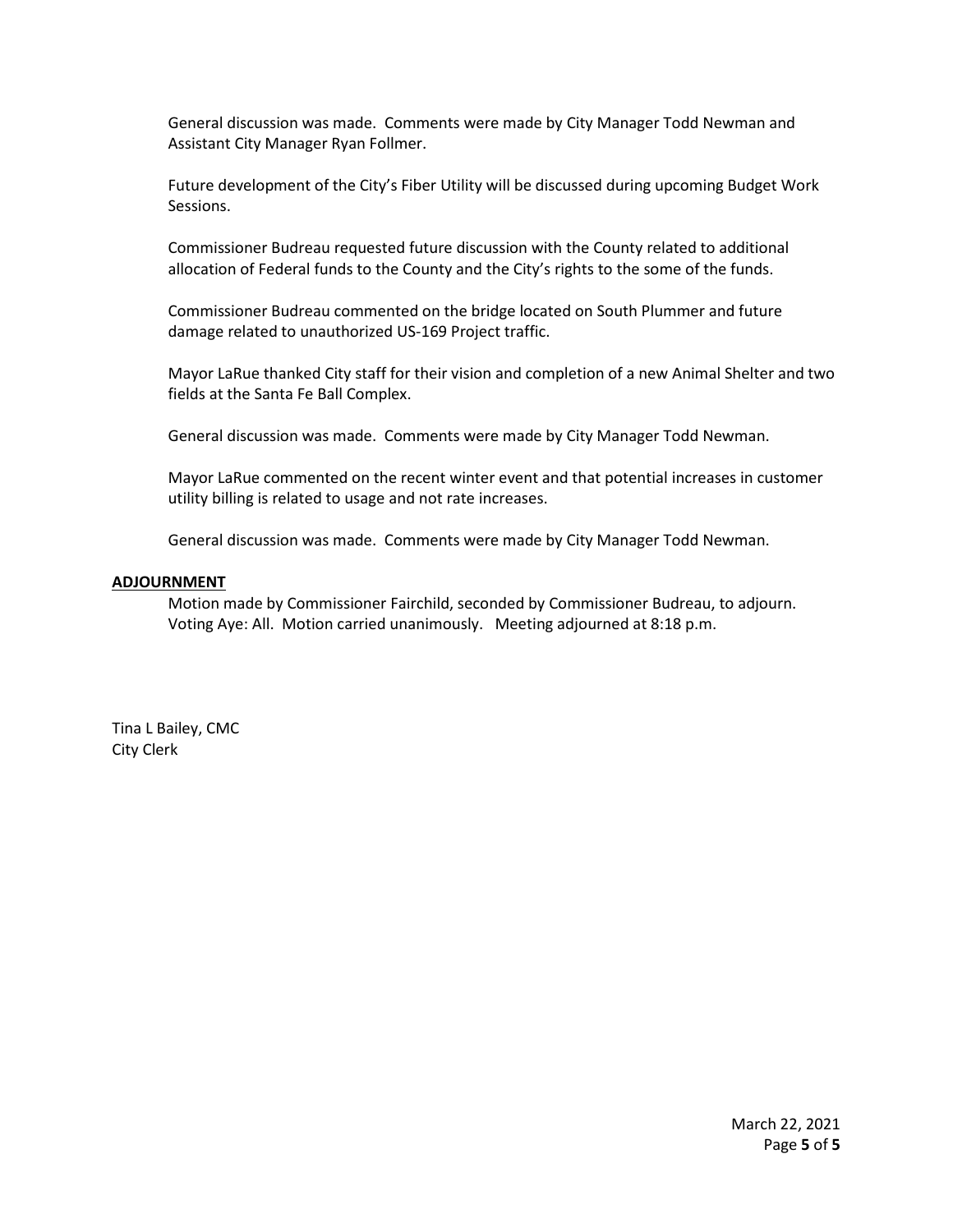General discussion was made. Comments were made by City Manager Todd Newman and Assistant City Manager Ryan Follmer.

Future development of the City's Fiber Utility will be discussed during upcoming Budget Work Sessions.

Commissioner Budreau requested future discussion with the County related to additional allocation of Federal funds to the County and the City's rights to the some of the funds.

Commissioner Budreau commented on the bridge located on South Plummer and future damage related to unauthorized US-169 Project traffic.

Mayor LaRue thanked City staff for their vision and completion of a new Animal Shelter and two fields at the Santa Fe Ball Complex.

General discussion was made. Comments were made by City Manager Todd Newman.

Mayor LaRue commented on the recent winter event and that potential increases in customer utility billing is related to usage and not rate increases.

General discussion was made. Comments were made by City Manager Todd Newman.

**ADJOURNMENT**

Motion made by Commissioner Fairchild, seconded by Commissioner Budreau, to adjourn. Voting Aye: All. Motion carried unanimously. Meeting adjourned at 8:18 p.m.

Tina L Bailey, CMC
City Clerk

March 22, 2021